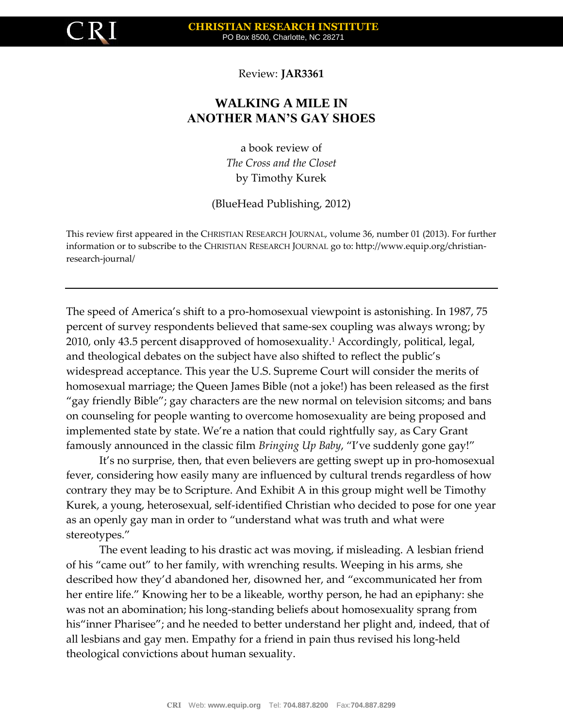Review: **JAR3361**

# WALKING A MILE IN ANOTHER MAN'S GAY SHOES

a book review of
*The Cross and the Closet*
by Timothy Kurek

(BlueHead Publishing, 2012)

This review first appeared in the CHRISTIAN RESEARCH JOURNAL, volume 36, number 01 (2013). For further information or to subscribe to the CHRISTIAN RESEARCH JOURNAL go to: http://www.equip.org/christian-research-journal/

---

The speed of America's shift to a pro-homosexual viewpoint is astonishing. In 1987, 75 percent of survey respondents believed that same-sex coupling was always wrong; by 2010, only 43.5 percent disapproved of homosexuality.[1] Accordingly, political, legal, and theological debates on the subject have also shifted to reflect the public's widespread acceptance. This year the U.S. Supreme Court will consider the merits of homosexual marriage; the Queen James Bible (not a joke!) has been released as the first "gay friendly Bible"; gay characters are the new normal on television sitcoms; and bans on counseling for people wanting to overcome homosexuality are being proposed and implemented state by state. We're a nation that could rightfully say, as Cary Grant famously announced in the classic film *Bringing Up Baby*, "I've suddenly gone gay!"

It's no surprise, then, that even believers are getting swept up in pro-homosexual fever, considering how easily many are influenced by cultural trends regardless of how contrary they may be to Scripture. And Exhibit A in this group might well be Timothy Kurek, a young, heterosexual, self-identified Christian who decided to pose for one year as an openly gay man in order to "understand what was truth and what were stereotypes."

The event leading to his drastic act was moving, if misleading. A lesbian friend of his "came out" to her family, with wrenching results. Weeping in his arms, she described how they'd abandoned her, disowned her, and "excommunicated her from her entire life." Knowing her to be a likeable, worthy person, he had an epiphany: she was not an abomination; his long-standing beliefs about homosexuality sprang from his"inner Pharisee"; and he needed to better understand her plight and, indeed, that of all lesbians and gay men. Empathy for a friend in pain thus revised his long-held theological convictions about human sexuality.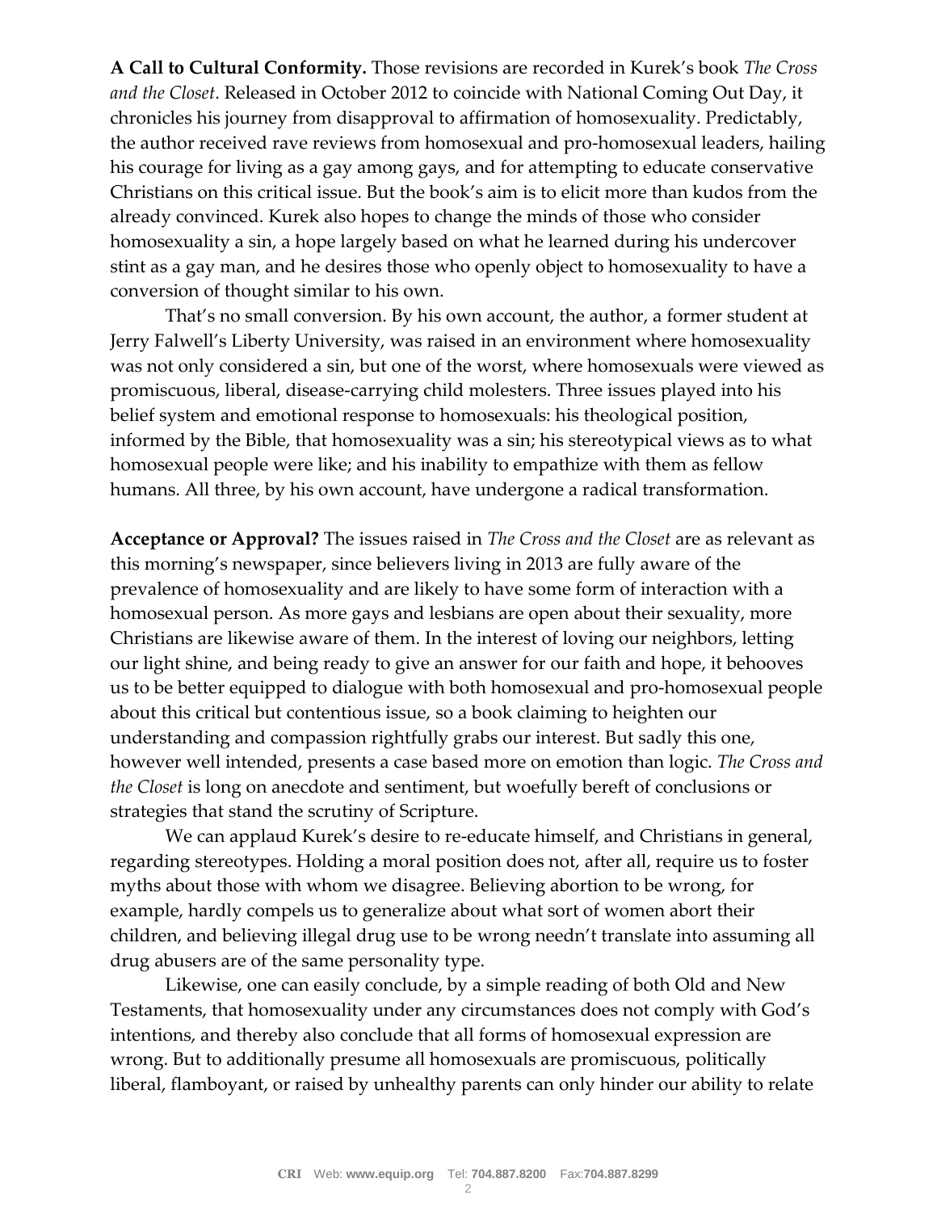**A Call to Cultural Conformity.** Those revisions are recorded in Kurek's book *The Cross and the Closet*. Released in October 2012 to coincide with National Coming Out Day, it chronicles his journey from disapproval to affirmation of homosexuality. Predictably, the author received rave reviews from homosexual and pro-homosexual leaders, hailing his courage for living as a gay among gays, and for attempting to educate conservative Christians on this critical issue. But the book's aim is to elicit more than kudos from the already convinced. Kurek also hopes to change the minds of those who consider homosexuality a sin, a hope largely based on what he learned during his undercover stint as a gay man, and he desires those who openly object to homosexuality to have a conversion of thought similar to his own.

That's no small conversion. By his own account, the author, a former student at Jerry Falwell's Liberty University, was raised in an environment where homosexuality was not only considered a sin, but one of the worst, where homosexuals were viewed as promiscuous, liberal, disease-carrying child molesters. Three issues played into his belief system and emotional response to homosexuals: his theological position, informed by the Bible, that homosexuality was a sin; his stereotypical views as to what homosexual people were like; and his inability to empathize with them as fellow humans. All three, by his own account, have undergone a radical transformation.

**Acceptance or Approval?** The issues raised in *The Cross and the Closet* are as relevant as this morning's newspaper, since believers living in 2013 are fully aware of the prevalence of homosexuality and are likely to have some form of interaction with a homosexual person. As more gays and lesbians are open about their sexuality, more Christians are likewise aware of them. In the interest of loving our neighbors, letting our light shine, and being ready to give an answer for our faith and hope, it behooves us to be better equipped to dialogue with both homosexual and pro-homosexual people about this critical but contentious issue, so a book claiming to heighten our understanding and compassion rightfully grabs our interest. But sadly this one, however well intended, presents a case based more on emotion than logic. *The Cross and the Closet* is long on anecdote and sentiment, but woefully bereft of conclusions or strategies that stand the scrutiny of Scripture.

We can applaud Kurek's desire to re-educate himself, and Christians in general, regarding stereotypes. Holding a moral position does not, after all, require us to foster myths about those with whom we disagree. Believing abortion to be wrong, for example, hardly compels us to generalize about what sort of women abort their children, and believing illegal drug use to be wrong needn't translate into assuming all drug abusers are of the same personality type.

Likewise, one can easily conclude, by a simple reading of both Old and New Testaments, that homosexuality under any circumstances does not comply with God's intentions, and thereby also conclude that all forms of homosexual expression are wrong. But to additionally presume all homosexuals are promiscuous, politically liberal, flamboyant, or raised by unhealthy parents can only hinder our ability to relate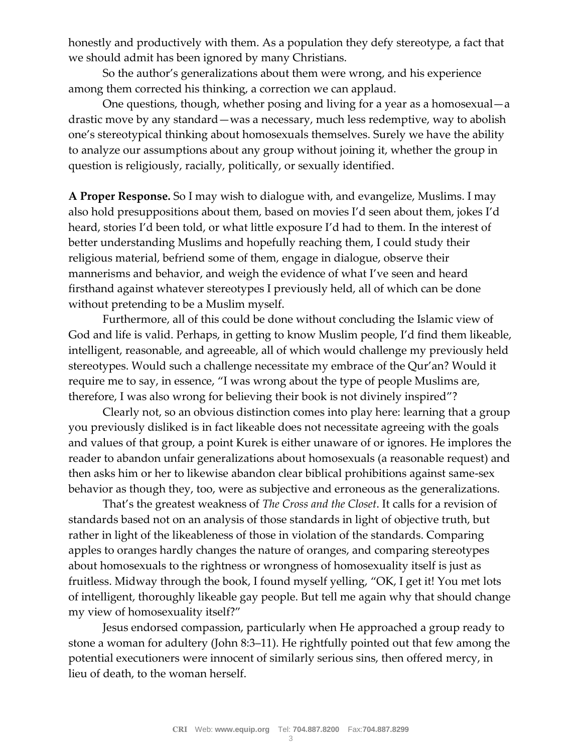honestly and productively with them. As a population they defy stereotype, a fact that we should admit has been ignored by many Christians.

So the author's generalizations about them were wrong, and his experience among them corrected his thinking, a correction we can applaud.

One questions, though, whether posing and living for a year as a homosexual—a drastic move by any standard—was a necessary, much less redemptive, way to abolish one's stereotypical thinking about homosexuals themselves. Surely we have the ability to analyze our assumptions about any group without joining it, whether the group in question is religiously, racially, politically, or sexually identified.

**A Proper Response.** So I may wish to dialogue with, and evangelize, Muslims. I may also hold presuppositions about them, based on movies I'd seen about them, jokes I'd heard, stories I'd been told, or what little exposure I'd had to them. In the interest of better understanding Muslims and hopefully reaching them, I could study their religious material, befriend some of them, engage in dialogue, observe their mannerisms and behavior, and weigh the evidence of what I've seen and heard firsthand against whatever stereotypes I previously held, all of which can be done without pretending to be a Muslim myself.

Furthermore, all of this could be done without concluding the Islamic view of God and life is valid. Perhaps, in getting to know Muslim people, I'd find them likeable, intelligent, reasonable, and agreeable, all of which would challenge my previously held stereotypes. Would such a challenge necessitate my embrace of the Qur'an? Would it require me to say, in essence, "I was wrong about the type of people Muslims are, therefore, I was also wrong for believing their book is not divinely inspired"?

Clearly not, so an obvious distinction comes into play here: learning that a group you previously disliked is in fact likeable does not necessitate agreeing with the goals and values of that group, a point Kurek is either unaware of or ignores. He implores the reader to abandon unfair generalizations about homosexuals (a reasonable request) and then asks him or her to likewise abandon clear biblical prohibitions against same-sex behavior as though they, too, were as subjective and erroneous as the generalizations.

That's the greatest weakness of *The Cross and the Closet*. It calls for a revision of standards based not on an analysis of those standards in light of objective truth, but rather in light of the likeableness of those in violation of the standards. Comparing apples to oranges hardly changes the nature of oranges, and comparing stereotypes about homosexuals to the rightness or wrongness of homosexuality itself is just as fruitless. Midway through the book, I found myself yelling, "OK, I get it! You met lots of intelligent, thoroughly likeable gay people. But tell me again why that should change my view of homosexuality itself?"

Jesus endorsed compassion, particularly when He approached a group ready to stone a woman for adultery (John 8:3–11). He rightfully pointed out that few among the potential executioners were innocent of similarly serious sins, then offered mercy, in lieu of death, to the woman herself.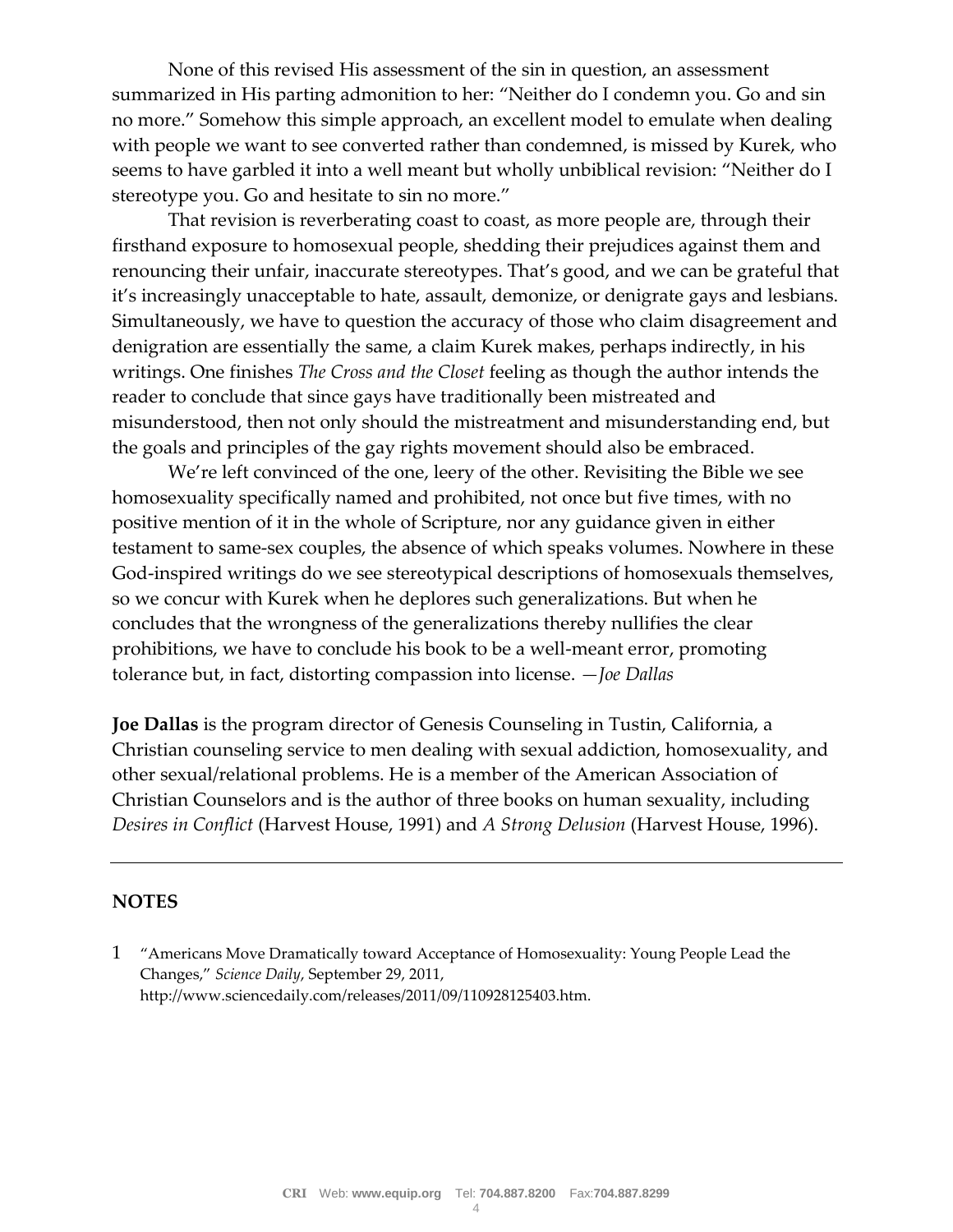None of this revised His assessment of the sin in question, an assessment summarized in His parting admonition to her: "Neither do I condemn you. Go and sin no more." Somehow this simple approach, an excellent model to emulate when dealing with people we want to see converted rather than condemned, is missed by Kurek, who seems to have garbled it into a well meant but wholly unbiblical revision: "Neither do I stereotype you. Go and hesitate to sin no more."

That revision is reverberating coast to coast, as more people are, through their firsthand exposure to homosexual people, shedding their prejudices against them and renouncing their unfair, inaccurate stereotypes. That's good, and we can be grateful that it's increasingly unacceptable to hate, assault, demonize, or denigrate gays and lesbians. Simultaneously, we have to question the accuracy of those who claim disagreement and denigration are essentially the same, a claim Kurek makes, perhaps indirectly, in his writings. One finishes *The Cross and the Closet* feeling as though the author intends the reader to conclude that since gays have traditionally been mistreated and misunderstood, then not only should the mistreatment and misunderstanding end, but the goals and principles of the gay rights movement should also be embraced.

We're left convinced of the one, leery of the other. Revisiting the Bible we see homosexuality specifically named and prohibited, not once but five times, with no positive mention of it in the whole of Scripture, nor any guidance given in either testament to same-sex couples, the absence of which speaks volumes. Nowhere in these God-inspired writings do we see stereotypical descriptions of homosexuals themselves, so we concur with Kurek when he deplores such generalizations. But when he concludes that the wrongness of the generalizations thereby nullifies the clear prohibitions, we have to conclude his book to be a well-meant error, promoting tolerance but, in fact, distorting compassion into license. *—Joe Dallas*

**Joe Dallas** is the program director of Genesis Counseling in Tustin, California, a Christian counseling service to men dealing with sexual addiction, homosexuality, and other sexual/relational problems. He is a member of the American Association of Christian Counselors and is the author of three books on human sexuality, including *Desires in Conflict* (Harvest House, 1991) and *A Strong Delusion* (Harvest House, 1996).

---

## NOTES

1 "Americans Move Dramatically toward Acceptance of Homosexuality: Young People Lead the Changes," *Science Daily*, September 29, 2011, http://www.sciencedaily.com/releases/2011/09/110928125403.htm.